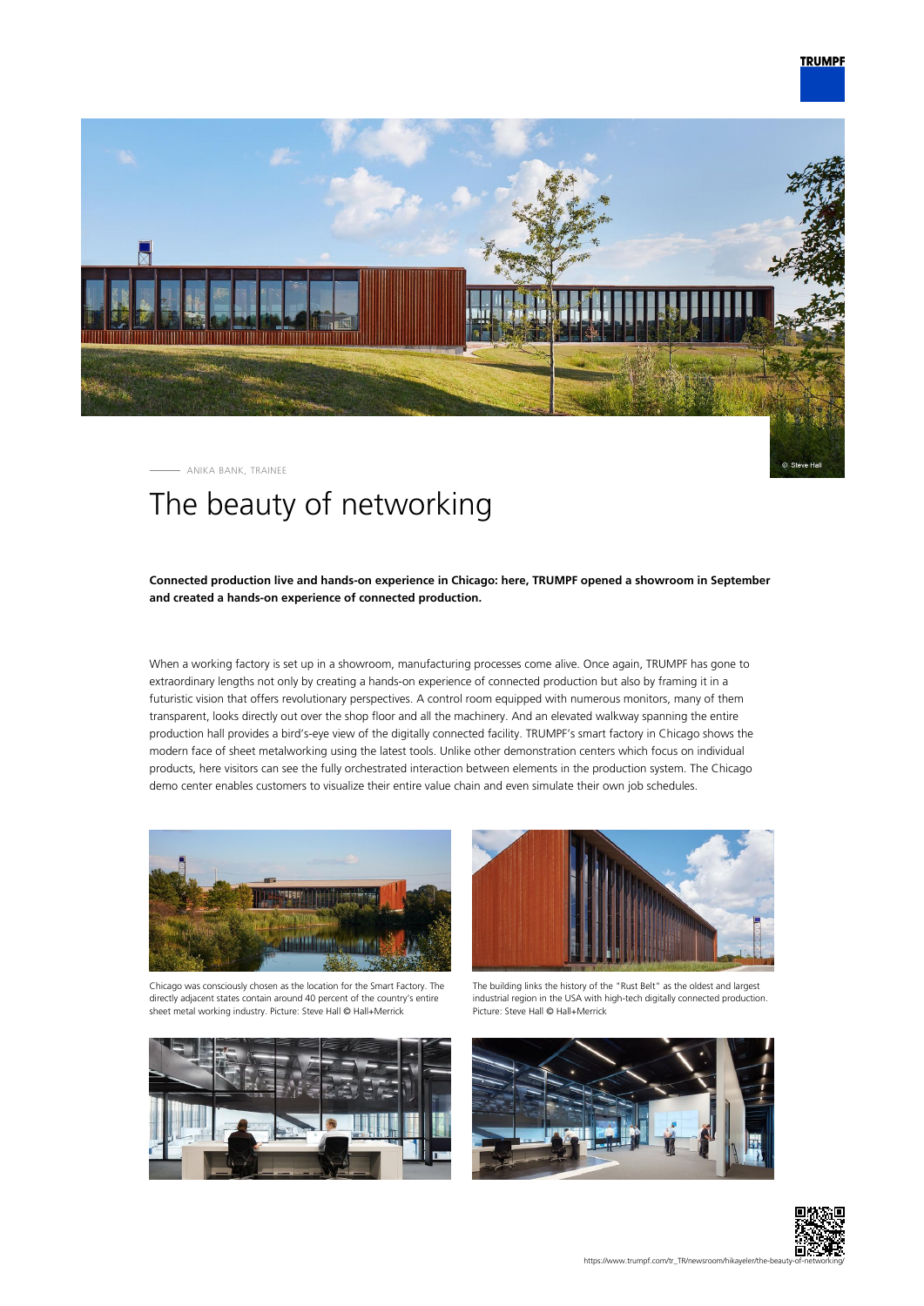ANIKA BANK, TRAINEE

# The beauty of networking

**Connected production live and hands-on experience in Chicago: here, TRUMPF opened a showroom in September and created a hands-on experience of connected production.**

When a working factory is set up in a showroom, manufacturing processes come alive. Once again, TRUMPF has gone to extraordinary lengths not only by creating a hands-on experience of connected production but also by framing it in a futuristic vision that offers revolutionary perspectives. A control room equipped with numerous monitors, many of them transparent, looks directly out over the shop floor and all the machinery. And an elevated walkway spanning the entire production hall provides a bird's-eye view of the digitally connected facility. TRUMPF's smart factory in Chicago shows the modern face of sheet metalworking using the latest tools. Unlike other demonstration centers which focus on individual products, here visitors can see the fully orchestrated interaction between elements in the production system. The Chicago demo center enables customers to visualize their entire value chain and even simulate their own job schedules.

Chicago was consciously chosen as the location for the Smart Factory. The directly adjacent states contain around 40 percent of the country's entire sheet metal working industry. Picture: Steve Hall © Hall+Merrick

The building links the history of the "Rust Belt" as the oldest and largest industrial region in the USA with high-tech digitally connected production. Picture: Steve Hall © Hall+Merrick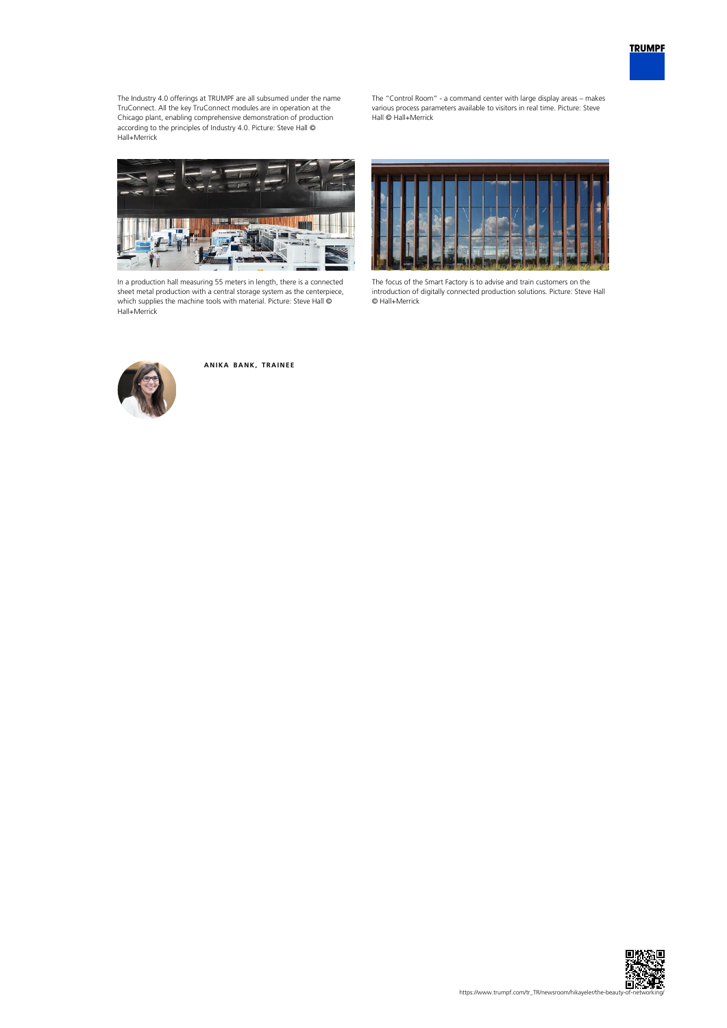The Industry 4.0 offerings at TRUMPF are all subsumed under the name TruConnect. All the key TruConnect modules are in operation at the Chicago plant, enabling comprehensive demonstration of production according to the principles of Industry 4.0. Picture: Steve Hall © Hall+Merrick

The "Control Room" - a command center with large display areas – makes various process parameters available to visitors in real time. Picture: Steve Hall © Hall+Merrick

In a production hall measuring 55 meters in length, there is a connected sheet metal production with a central storage system as the centerpiece, which supplies the machine tools with material. Picture: Steve Hall © Hall+Merrick

The focus of the Smart Factory is to advise and train customers on the introduction of digitally connected production solutions. Picture: Steve Hall © Hall+Merrick

**ANIKA BANK, TRAINEE**